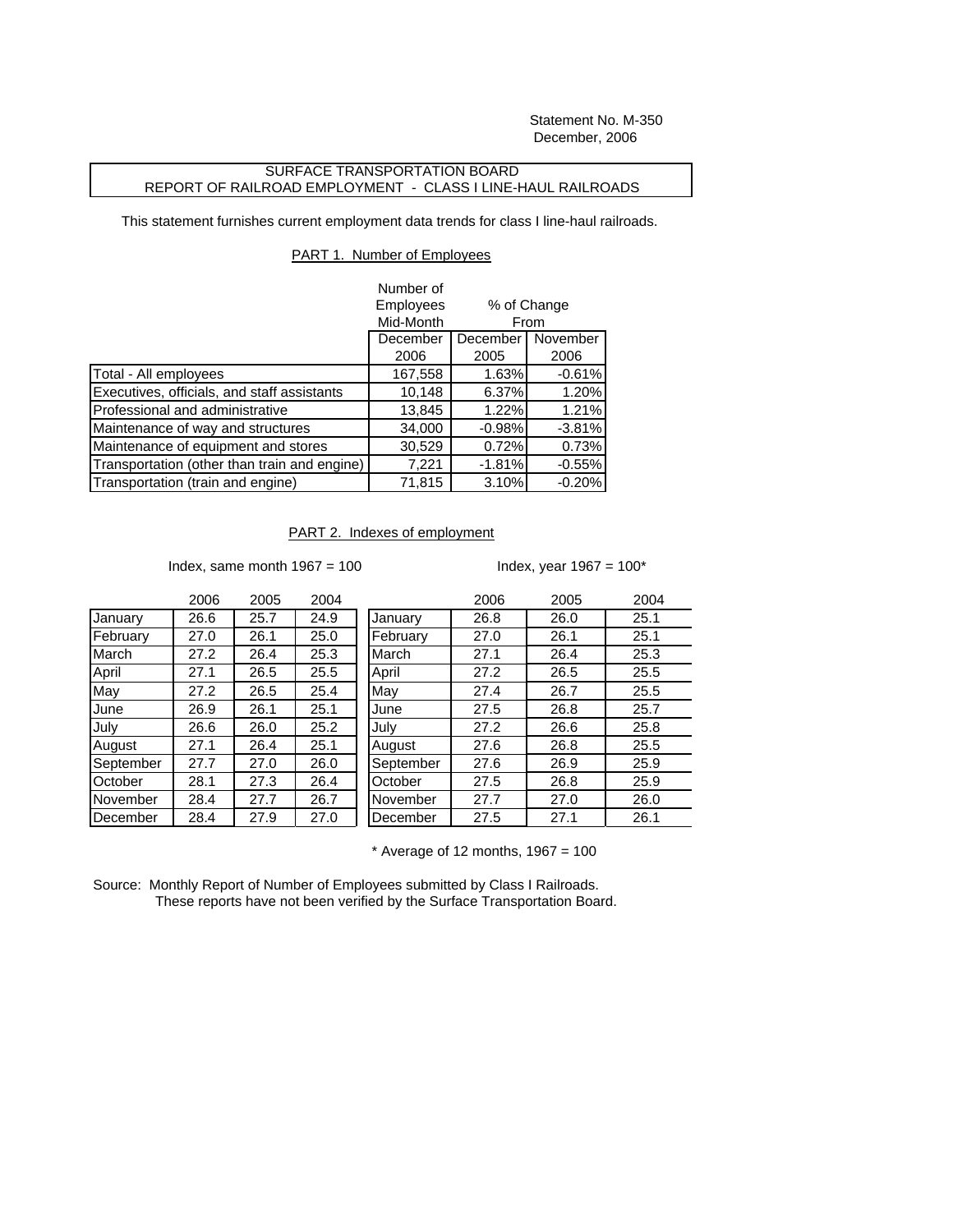Statement No. M-350
December, 2006

## SURFACE TRANSPORTATION BOARD
## REPORT OF RAILROAD EMPLOYMENT - CLASS I LINE-HAUL RAILROADS

This statement furnishes current employment data trends for class I line-haul railroads.

### PART 1. Number of Employees

| | Number of Employees Mid-Month | % of Change From | |
|---|---|---|---|
| | December 2006 | December 2005 | November 2006 |
| Total - All employees | 167,558 | 1.63% | -0.61% |
| Executives, officials, and staff assistants | 10,148 | 6.37% | 1.20% |
| Professional and administrative | 13,845 | 1.22% | 1.21% |
| Maintenance of way and structures | 34,000 | -0.98% | -3.81% |
| Maintenance of equipment and stores | 30,529 | 0.72% | 0.73% |
| Transportation (other than train and engine) | 7,221 | -1.81% | -0.55% |
| Transportation (train and engine) | 71,815 | 3.10% | -0.20% |

### PART 2. Indexes of employment

Index, same month 1967 = 100

| | 2006 | 2005 | 2004 |
|---|---|---|---|
| January | 26.6 | 25.7 | 24.9 |
| February | 27.0 | 26.1 | 25.0 |
| March | 27.2 | 26.4 | 25.3 |
| April | 27.1 | 26.5 | 25.5 |
| May | 27.2 | 26.5 | 25.4 |
| June | 26.9 | 26.1 | 25.1 |
| July | 26.6 | 26.0 | 25.2 |
| August | 27.1 | 26.4 | 25.1 |
| September | 27.7 | 27.0 | 26.0 |
| October | 28.1 | 27.3 | 26.4 |
| November | 28.4 | 27.7 | 26.7 |
| December | 28.4 | 27.9 | 27.0 |

Index, year 1967 = 100*

| | 2006 | 2005 | 2004 |
|---|---|---|---|
| January | 26.8 | 26.0 | 25.1 |
| February | 27.0 | 26.1 | 25.1 |
| March | 27.1 | 26.4 | 25.3 |
| April | 27.2 | 26.5 | 25.5 |
| May | 27.4 | 26.7 | 25.5 |
| June | 27.5 | 26.8 | 25.7 |
| July | 27.2 | 26.6 | 25.8 |
| August | 27.6 | 26.8 | 25.5 |
| September | 27.6 | 26.9 | 25.9 |
| October | 27.5 | 26.8 | 25.9 |
| November | 27.7 | 27.0 | 26.0 |
| December | 27.5 | 27.1 | 26.1 |

\* Average of 12 months, 1967 = 100

Source: Monthly Report of Number of Employees submitted by Class I Railroads.
These reports have not been verified by the Surface Transportation Board.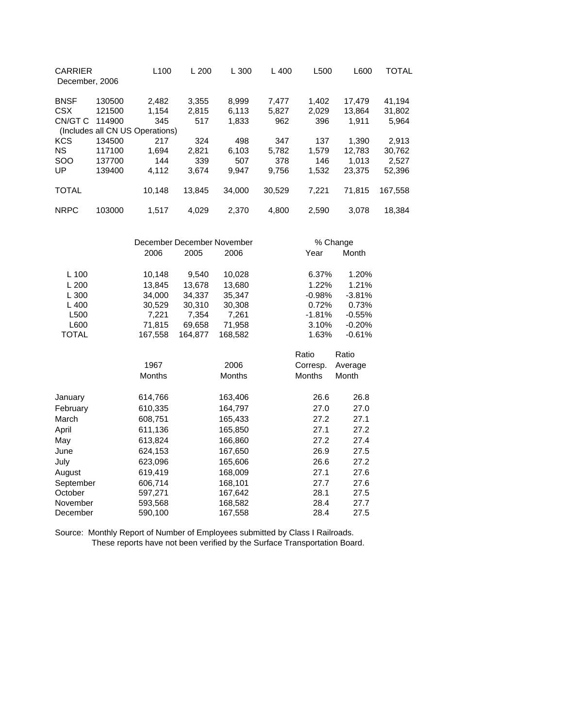| CARRIER December, 2006 | | L100 | L 200 | L 300 | L 400 | L500 | L600 | TOTAL |
|---|---|---|---|---|---|---|---|---|
| BNSF | 130500 | 2,482 | 3,355 | 8,999 | 7,477 | 1,402 | 17,479 | 41,194 |
| CSX | 121500 | 1,154 | 2,815 | 6,113 | 5,827 | 2,029 | 13,864 | 31,802 |
| CN/GT C | 114900 | 345 | 517 | 1,833 | 962 | 396 | 1,911 | 5,964 |
| (Includes all CN US Operations) | | | | | | | | |
| KCS | 134500 | 217 | 324 | 498 | 347 | 137 | 1,390 | 2,913 |
| NS | 117100 | 1,694 | 2,821 | 6,103 | 5,782 | 1,579 | 12,783 | 30,762 |
| SOO | 137700 | 144 | 339 | 507 | 378 | 146 | 1,013 | 2,527 |
| UP | 139400 | 4,112 | 3,674 | 9,947 | 9,756 | 1,532 | 23,375 | 52,396 |
| TOTAL | | 10,148 | 13,845 | 34,000 | 30,529 | 7,221 | 71,815 | 167,558 |
| NRPC | 103000 | 1,517 | 4,029 | 2,370 | 4,800 | 2,590 | 3,078 | 18,384 |

| | December 2006 | December 2005 | November 2006 | % Change Year | % Change Month |
|---|---|---|---|---|---|
| L 100 | 10,148 | 9,540 | 10,028 | 6.37% | 1.20% |
| L 200 | 13,845 | 13,678 | 13,680 | 1.22% | 1.21% |
| L 300 | 34,000 | 34,337 | 35,347 | -0.98% | -3.81% |
| L 400 | 30,529 | 30,310 | 30,308 | 0.72% | 0.73% |
| L500 | 7,221 | 7,354 | 7,261 | -1.81% | -0.55% |
| L600 | 71,815 | 69,658 | 71,958 | 3.10% | -0.20% |
| TOTAL | 167,558 | 164,877 | 168,582 | 1.63% | -0.61% |

| | 1967 Months | 2006 Months | Ratio Corresp. Months | Ratio Average Month |
|---|---|---|---|---|
| January | 614,766 | 163,406 | 26.6 | 26.8 |
| February | 610,335 | 164,797 | 27.0 | 27.0 |
| March | 608,751 | 165,433 | 27.2 | 27.1 |
| April | 611,136 | 165,850 | 27.1 | 27.2 |
| May | 613,824 | 166,860 | 27.2 | 27.4 |
| June | 624,153 | 167,650 | 26.9 | 27.5 |
| July | 623,096 | 165,606 | 26.6 | 27.2 |
| August | 619,419 | 168,009 | 27.1 | 27.6 |
| September | 606,714 | 168,101 | 27.7 | 27.6 |
| October | 597,271 | 167,642 | 28.1 | 27.5 |
| November | 593,568 | 168,582 | 28.4 | 27.7 |
| December | 590,100 | 167,558 | 28.4 | 27.5 |

Source: Monthly Report of Number of Employees submitted by Class I Railroads.
These reports have not been verified by the Surface Transportation Board.